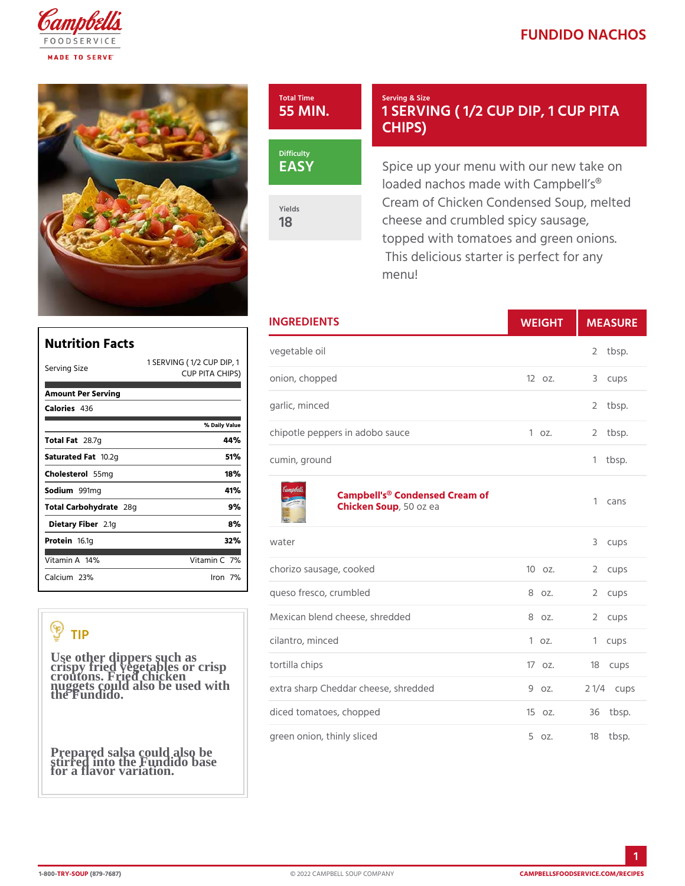# FUNDIDO NACHOS

**Total Time**
55 MIN.

**Serving & Size**
1 SERVING ( 1/2 CUP DIP, 1 CUP PITA CHIPS)

**Difficulty**
EASY

**Yields**
18

Spice up your menu with our new take on loaded nachos made with Campbell's® Cream of Chicken Condensed Soup, melted cheese and crumbled spicy sausage, topped with tomatoes and green onions. This delicious starter is perfect for any menu!

## Nutrition Facts

| Serving Size | 1 SERVING ( 1/2 CUP DIP, 1 CUP PITA CHIPS) |
|---|---|
| **Amount Per Serving** | |
| **Calories** 436 | |
| | % Daily Value |
| **Total Fat** 28.7g | 44% |
| **Saturated Fat** 10.2g | 51% |
| **Cholesterol** 55mg | 18% |
| **Sodium** 991mg | 41% |
| **Total Carbohydrate** 28g | 9% |
| **Dietary Fiber** 2.1g | 8% |
| **Protein** 16.1g | 32% |
| Vitamin A 14% | Vitamin C 7% |
| Calcium 23% | Iron 7% |

## TIP

Use other dippers such as crispy fried vegetables or crisp croutons. Fried chicken nuggets could also be used with the Fundido.

Prepared salsa could also be stirred into the Fundido base for a flavor variation.

## INGREDIENTS

| Ingredient | Weight | Measure |
|---|---|---|
| vegetable oil | | 2 tbsp. |
| onion, chopped | 12 oz. | 3 cups |
| garlic, minced | | 2 tbsp. |
| chipotle peppers in adobo sauce | 1 oz. | 2 tbsp. |
| cumin, ground | | 1 tbsp. |
| **Campbell's® Condensed Cream of Chicken Soup**, 50 oz ea | | 1 cans |
| water | | 3 cups |
| chorizo sausage, cooked | 10 oz. | 2 cups |
| queso fresco, crumbled | 8 oz. | 2 cups |
| Mexican blend cheese, shredded | 8 oz. | 2 cups |
| cilantro, minced | 1 oz. | 1 cups |
| tortilla chips | 17 oz. | 18 cups |
| extra sharp Cheddar cheese, shredded | 9 oz. | 2 1/4 cups |
| diced tomatoes, chopped | 15 oz. | 36 tbsp. |
| green onion, thinly sliced | 5 oz. | 18 tbsp. |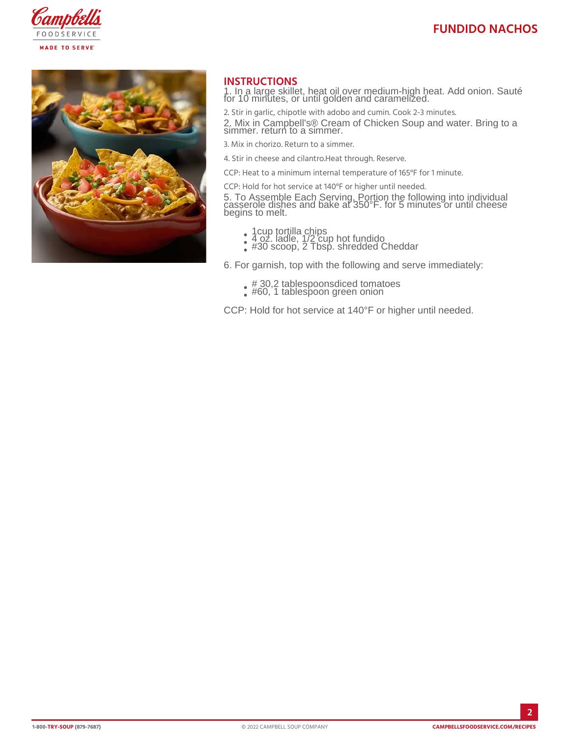## INSTRUCTIONS

1. In a large skillet, heat oil over medium-high heat. Add onion. Sauté for 10 minutes, or until golden and caramelized.

2. Stir in garlic, chipotle with adobo and cumin. Cook 2-3 minutes.

2. Mix in Campbell's® Cream of Chicken Soup and water. Bring to a simmer. return to a simmer.

3. Mix in chorizo. Return to a simmer.

4. Stir in cheese and cilantro.Heat through. Reserve.

CCP: Heat to a minimum internal temperature of 165°F for 1 minute.

CCP: Hold for hot service at 140°F or higher until needed.

5. To Assemble Each Serving, Portion the following into individual casserole dishes and bake at 350°F. for 5 minutes or until cheese begins to melt.

- 1cup tortilla chips
- 4 oz. ladle, 1/2 cup hot fundido
- #30 scoop, 2 Tbsp. shredded Cheddar

6. For garnish, top with the following and serve immediately:

- # 30,2 tablespoonsdiced tomatoes
- #60, 1 tablespoon green onion

CCP: Hold for hot service at 140°F or higher until needed.